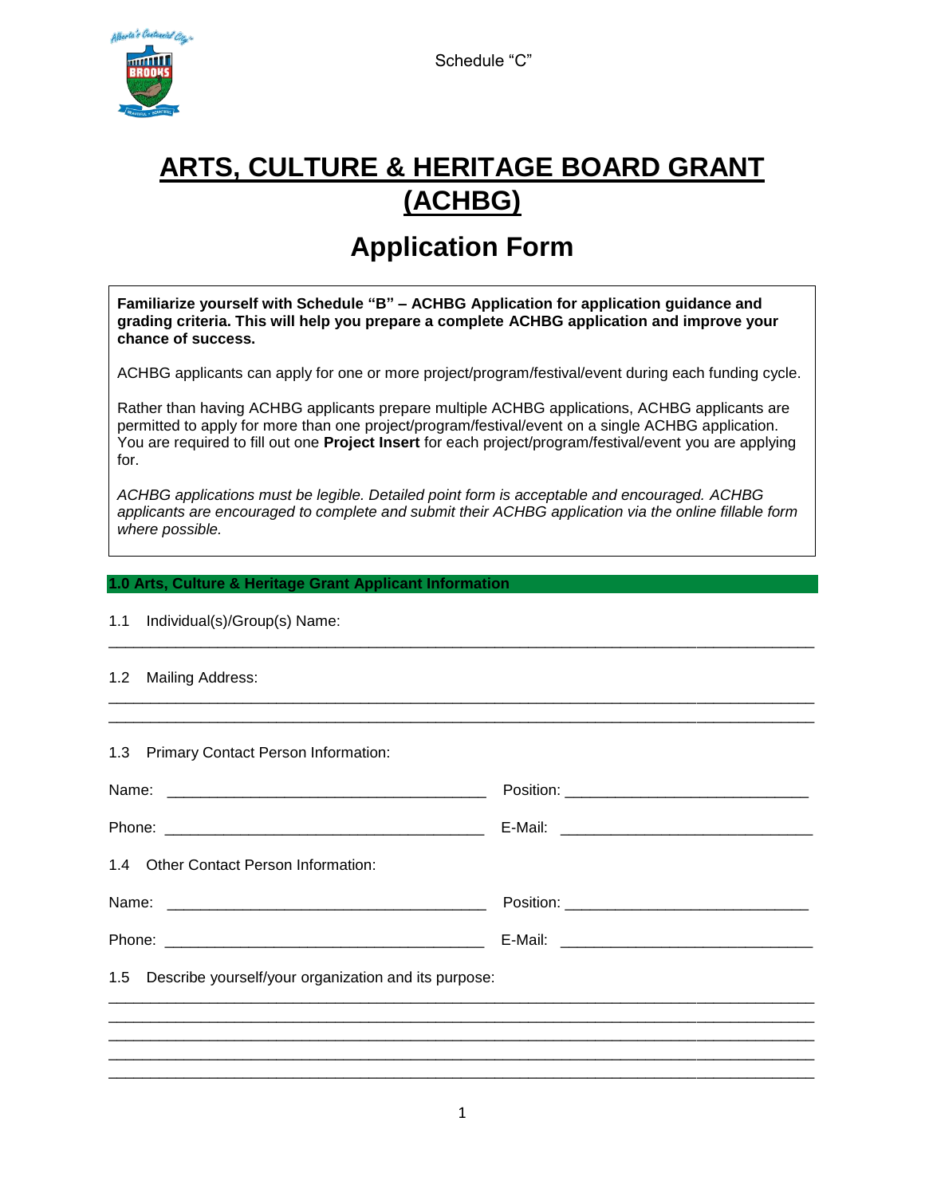Schedule "C"

# ARTS, CULTURE & HERITAGE BOARD GRANT (ACHBG)

## Application Form

**Familiarize yourself with Schedule "B" – ACHBG Application for application guidance and grading criteria. This will help you prepare a complete ACHBG application and improve your chance of success.**

ACHBG applicants can apply for one or more project/program/festival/event during each funding cycle.

Rather than having ACHBG applicants prepare multiple ACHBG applications, ACHBG applicants are permitted to apply for more than one project/program/festival/event on a single ACHBG application. You are required to fill out one **Project Insert** for each project/program/festival/event you are applying for.

*ACHBG applications must be legible. Detailed point form is acceptable and encouraged. ACHBG applicants are encouraged to complete and submit their ACHBG application via the online fillable form where possible.*

### 1.0 Arts, Culture & Heritage Grant Applicant Information

1.1 Individual(s)/Group(s) Name:

_______________________________________________________________________________

1.2 Mailing Address:

_______________________________________________________________________________

_______________________________________________________________________________

1.3 Primary Contact Person Information:

Name: ___________________________________ Position: ___________________________

Phone: ___________________________________ E-Mail: ____________________________

1.4 Other Contact Person Information:

Name: ___________________________________ Position: ___________________________

Phone: ___________________________________ E-Mail: ____________________________

1.5 Describe yourself/your organization and its purpose:

_______________________________________________________________________________

_______________________________________________________________________________

_______________________________________________________________________________

_______________________________________________________________________________

_______________________________________________________________________________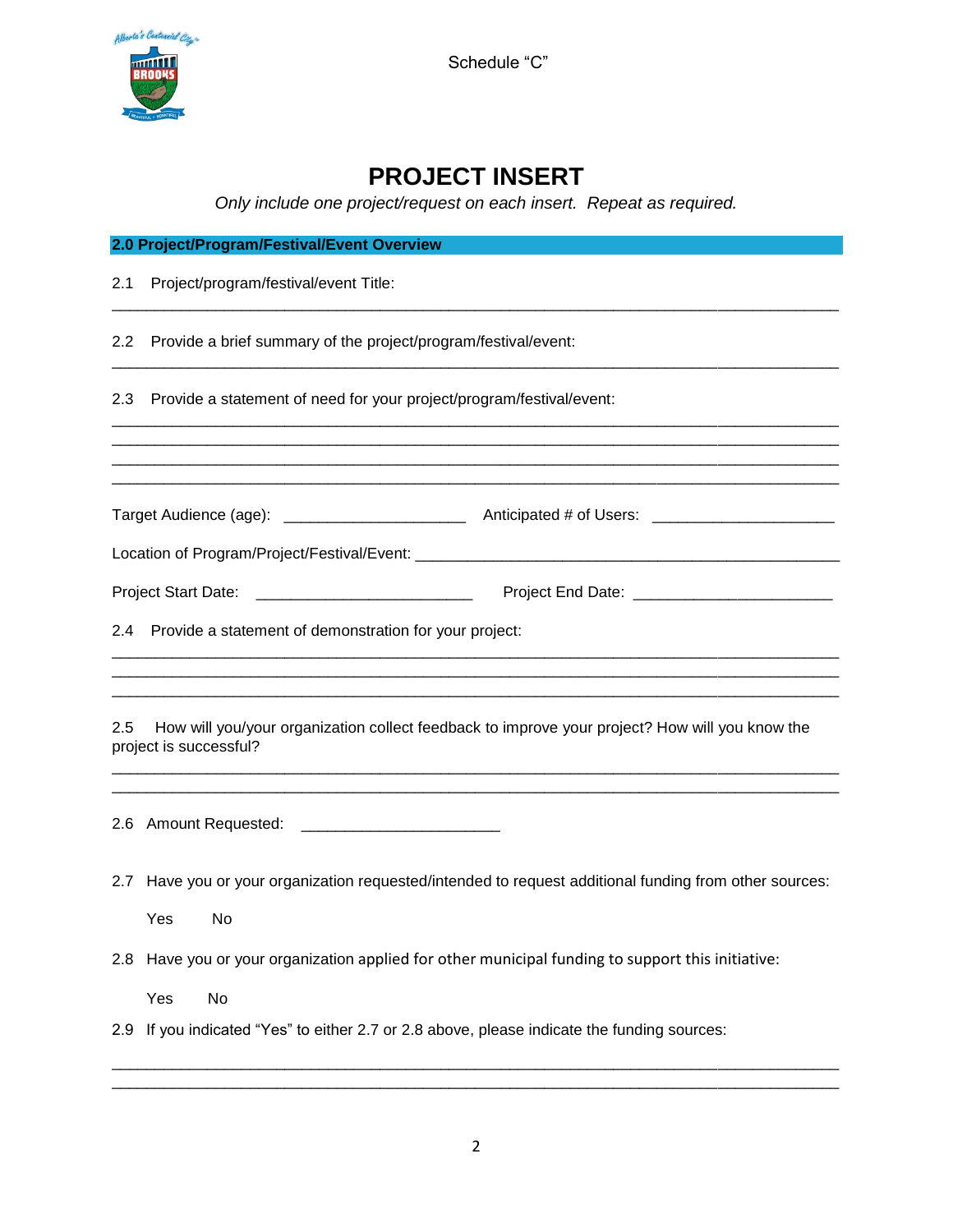Schedule "C"

# PROJECT INSERT

*Only include one project/request on each insert. Repeat as required.*

## 2.0 Project/Program/Festival/Event Overview

2.1 Project/program/festival/event Title:

______________________________________________________________________________

2.2 Provide a brief summary of the project/program/festival/event:

______________________________________________________________________________

2.3 Provide a statement of need for your project/program/festival/event:

______________________________________________________________________________
______________________________________________________________________________
______________________________________________________________________________
______________________________________________________________________________

Target Audience (age): ____________________ Anticipated # of Users: ____________________

Location of Program/Project/Festival/Event: ______________________________________________

Project Start Date: ________________________ Project End Date: ______________________

2.4 Provide a statement of demonstration for your project:

______________________________________________________________________________
______________________________________________________________________________
______________________________________________________________________________

2.5 How will you/your organization collect feedback to improve your project? How will you know the project is successful?

______________________________________________________________________________
______________________________________________________________________________

2.6 Amount Requested: ______________________

2.7 Have you or your organization requested/intended to request additional funding from other sources:

Yes No

2.8 Have you or your organization applied for other municipal funding to support this initiative:

Yes No

2.9 If you indicated "Yes" to either 2.7 or 2.8 above, please indicate the funding sources:

______________________________________________________________________________
______________________________________________________________________________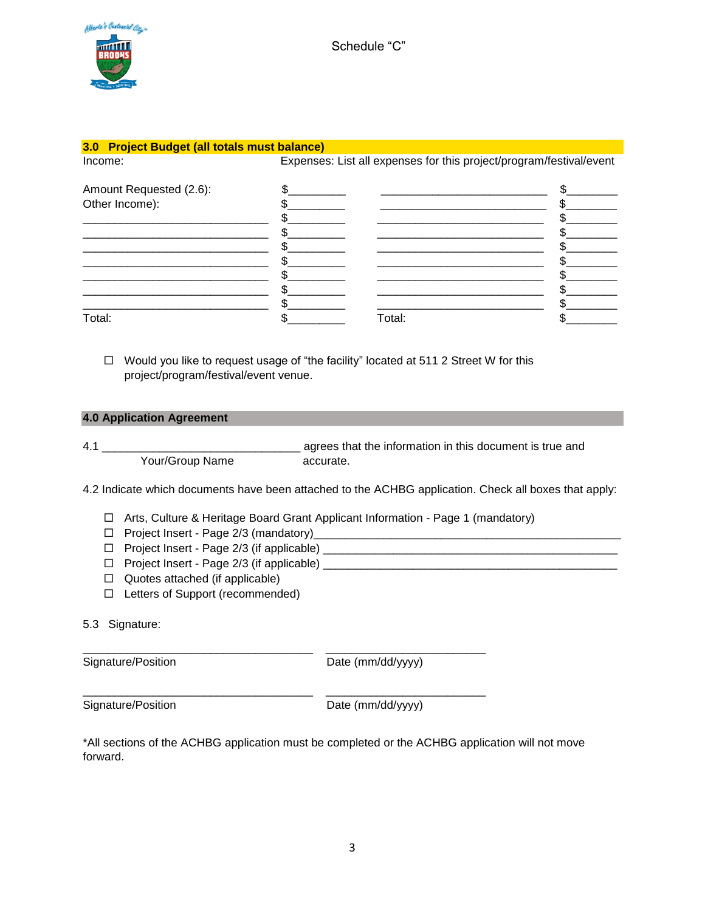Schedule "C"

## 3.0 Project Budget (all totals must balance)

| Income: | | Expenses: List all expenses for this project/program/festival/event | |
|---|---|---|---|
| Amount Requested (2.6): | $________ | ______________________________ | $________ |
| Other Income): | $________ | ______________________________ | $________ |
| ______________________________ | $________ | ______________________________ | $________ |
| ______________________________ | $________ | ______________________________ | $________ |
| ______________________________ | $________ | ______________________________ | $________ |
| ______________________________ | $________ | ______________________________ | $________ |
| ______________________________ | $________ | ______________________________ | $________ |
| ______________________________ | $________ | ______________________________ | $________ |
| ______________________________ | $________ | ______________________________ | $________ |
| Total: | $________ | Total: | $________ |

☐ Would you like to request usage of "the facility" located at 511 2 Street W for this project/program/festival/event venue.

## 4.0 Application Agreement

4.1 ________________________________ agrees that the information in this document is true and accurate.
Your/Group Name

4.2 Indicate which documents have been attached to the ACHBG application. Check all boxes that apply:

- ☐ Arts, Culture & Heritage Board Grant Applicant Information - Page 1 (mandatory)
- ☐ Project Insert - Page 2/3 (mandatory)________________________________________________
- ☐ Project Insert - Page 2/3 (if applicable) ______________________________________________
- ☐ Project Insert - Page 2/3 (if applicable) ______________________________________________
- ☐ Quotes attached (if applicable)
- ☐ Letters of Support (recommended)

5.3 Signature:

_____________________________________ _________________________
Signature/Position Date (mm/dd/yyyy)

_____________________________________ _________________________
Signature/Position Date (mm/dd/yyyy)

*All sections of the ACHBG application must be completed or the ACHBG application will not move forward.